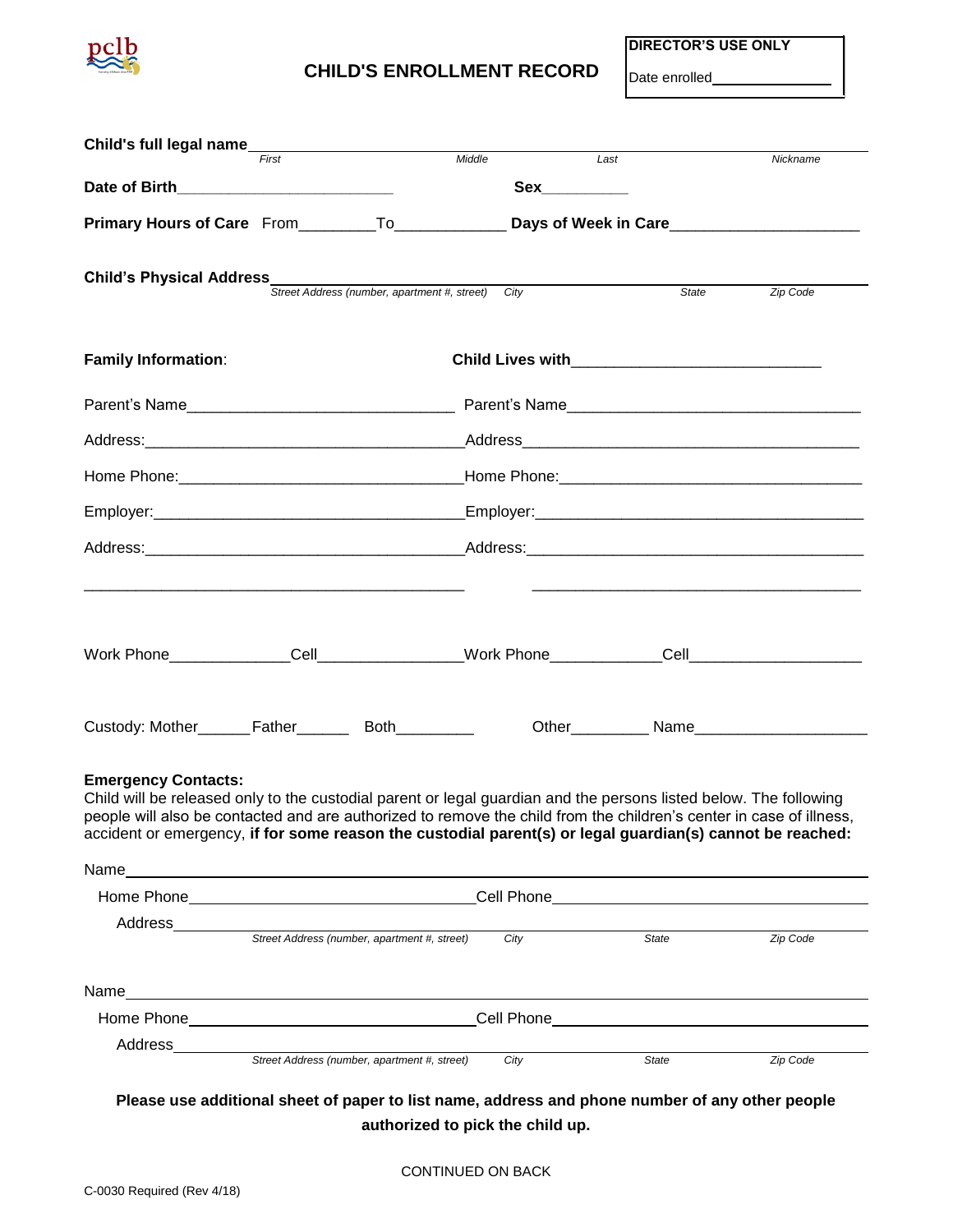pclb

# CHILD'S ENROLLMENT RECORD

**DIRECTOR'S USE ONLY**

Date enrolled_______________

**Child's full legal name**____________________________________________________________
*First* *Middle* *Last* *Nickname*

**Date of Birth**_________________________ **Sex**__________

**Primary Hours of Care** From_________To_____________ **Days of Week in Care**______________________

**Child's Physical Address**____________________________________________________________
*Street Address (number, apartment #, street)* *City* *State* *Zip Code*

**Family Information**: **Child Lives with**____________________________

Parent's Name_______________________________ Parent's Name_________________________________

Address:______________________________________Address_______________________________________

Home Phone:__________________________________Home Phone:_________________________________

Employer:_____________________________________Employer:_____________________________________

Address:______________________________________Address:______________________________________

_____________________________________________ _______________________________________

Work Phone______________Cell_________________Work Phone_____________Cell___________________

Custody: Mother______Father______ Both_________ Other_________ Name___________________

**Emergency Contacts:**

Child will be released only to the custodial parent or legal guardian and the persons listed below. The following people will also be contacted and are authorized to remove the child from the children's center in case of illness, accident or emergency, **if for some reason the custodial parent(s) or legal guardian(s) cannot be reached:**

Name____________________________________________________________________________

Home Phone________________________________Cell Phone_____________________________

Address__________________________________________________________________________
*Street Address (number, apartment #, street)* *City* *State* *Zip Code*

Name____________________________________________________________________________

Home Phone________________________________Cell Phone_____________________________

Address__________________________________________________________________________
*Street Address (number, apartment #, street)* *City* *State* *Zip Code*

**Please use additional sheet of paper to list name, address and phone number of any other people authorized to pick the child up.**

CONTINUED ON BACK

C-0030 Required (Rev 4/18)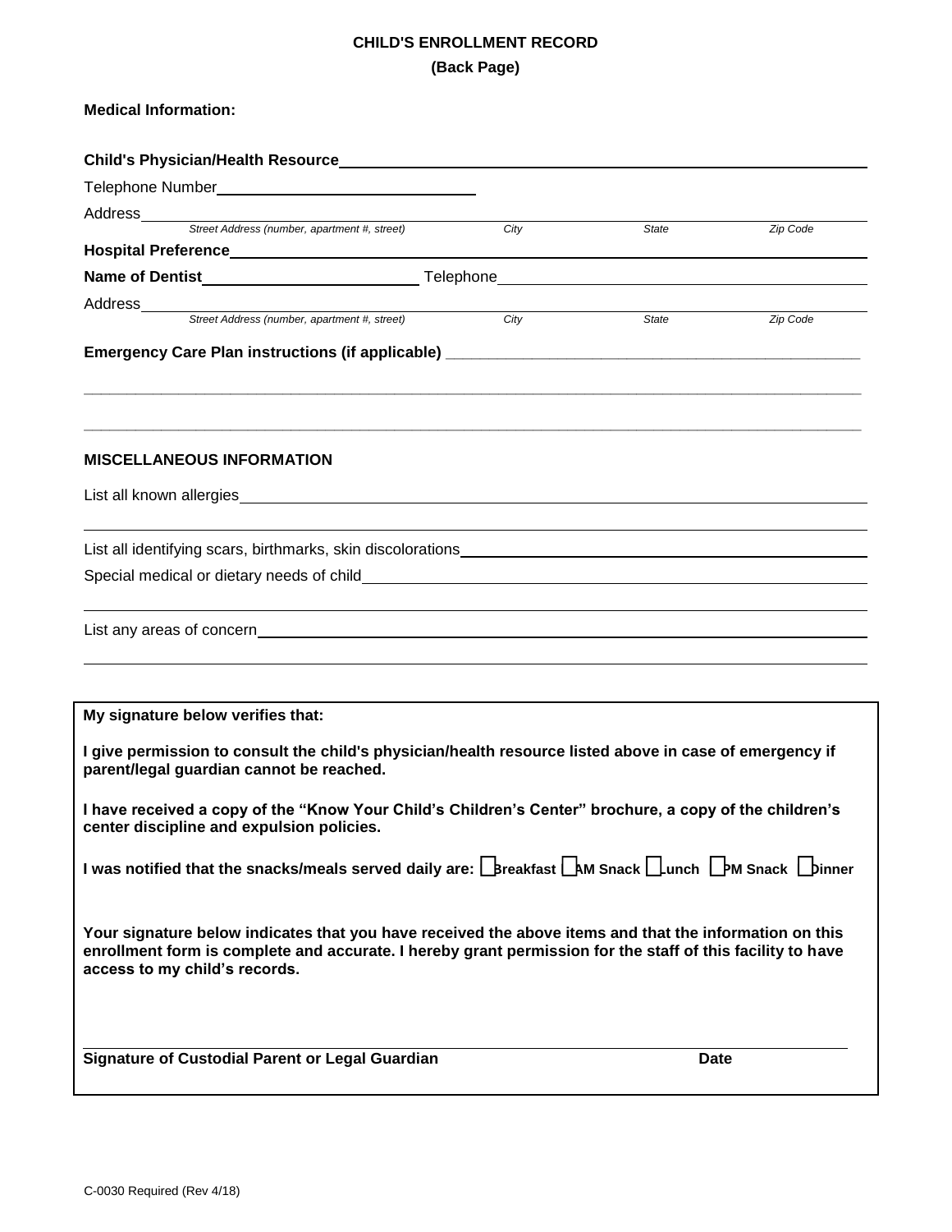# CHILD'S ENROLLMENT RECORD

**(Back Page)**

**Medical Information:**

**Child's Physician/Health Resource** ______________________________________________

Telephone Number ______________________________

Address ______________________________________________________________________

*Street Address (number, apartment #, street)* &nbsp;&nbsp; *City* &nbsp;&nbsp; *State* &nbsp;&nbsp; *Zip Code*

**Hospital Preference** ______________________________________________________________

**Name of Dentist** ________________________ Telephone ______________________________

Address ______________________________________________________________________

*Street Address (number, apartment #, street)* &nbsp;&nbsp; *City* &nbsp;&nbsp; *State* &nbsp;&nbsp; *Zip Code*

**Emergency Care Plan instructions (if applicable)** ______________________________________

______________________________________________________________________________

______________________________________________________________________________

## MISCELLANEOUS INFORMATION

List all known allergies ______________________________________________________________

______________________________________________________________________________

List all identifying scars, birthmarks, skin discolorations ________________________________

Special medical or dietary needs of child _____________________________________________

______________________________________________________________________________

List any areas of concern _____________________________________________________________

______________________________________________________________________________

**My signature below verifies that:**

**I give permission to consult the child's physician/health resource listed above in case of emergency if parent/legal guardian cannot be reached.**

**I have received a copy of the "Know Your Child's Children's Center" brochure, a copy of the children's center discipline and expulsion policies.**

**I was notified that the snacks/meals served daily are:** ☐ **Breakfast** ☐ **AM Snack** ☐ **Lunch** ☐ **PM Snack** ☐ **Dinner**

**Your signature below indicates that you have received the above items and that the information on this enrollment form is complete and accurate. I hereby grant permission for the staff of this facility to have access to my child's records.**

______________________________________________________________________________

**Signature of Custodial Parent or Legal Guardian** &nbsp;&nbsp;&nbsp;&nbsp; **Date**

C-0030 Required (Rev 4/18)